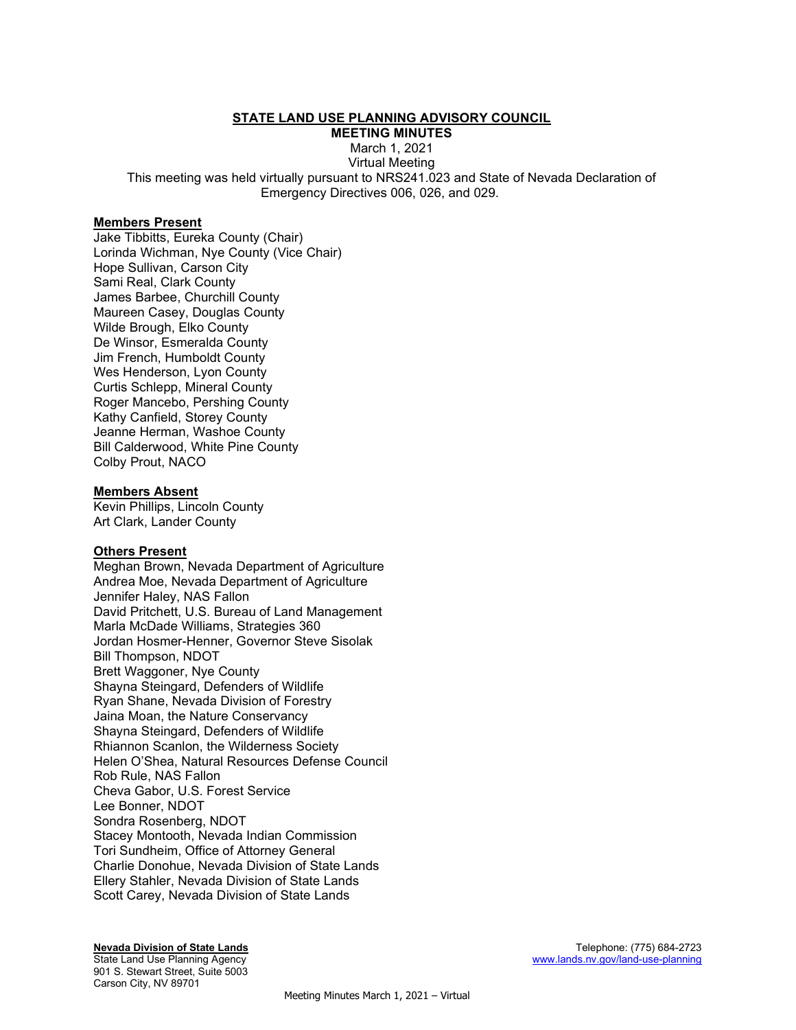# STATE LAND USE PLANNING ADVISORY COUNCIL

## MEETING MINUTES

March 1, 2021
Virtual Meeting
This meeting was held virtually pursuant to NRS241.023 and State of Nevada Declaration of Emergency Directives 006, 026, and 029.

**Members Present**

Jake Tibbitts, Eureka County (Chair)
Lorinda Wichman, Nye County (Vice Chair)
Hope Sullivan, Carson City
Sami Real, Clark County
James Barbee, Churchill County
Maureen Casey, Douglas County
Wilde Brough, Elko County
De Winsor, Esmeralda County
Jim French, Humboldt County
Wes Henderson, Lyon County
Curtis Schlepp, Mineral County
Roger Mancebo, Pershing County
Kathy Canfield, Storey County
Jeanne Herman, Washoe County
Bill Calderwood, White Pine County
Colby Prout, NACO

**Members Absent**

Kevin Phillips, Lincoln County
Art Clark, Lander County

**Others Present**

Meghan Brown, Nevada Department of Agriculture
Andrea Moe, Nevada Department of Agriculture
Jennifer Haley, NAS Fallon
David Pritchett, U.S. Bureau of Land Management
Marla McDade Williams, Strategies 360
Jordan Hosmer-Henner, Governor Steve Sisolak
Bill Thompson, NDOT
Brett Waggoner, Nye County
Shayna Steingard, Defenders of Wildlife
Ryan Shane, Nevada Division of Forestry
Jaina Moan, the Nature Conservancy
Shayna Steingard, Defenders of Wildlife
Rhiannon Scanlon, the Wilderness Society
Helen O'Shea, Natural Resources Defense Council
Rob Rule, NAS Fallon
Cheva Gabor, U.S. Forest Service
Lee Bonner, NDOT
Sondra Rosenberg, NDOT
Stacey Montooth, Nevada Indian Commission
Tori Sundheim, Office of Attorney General
Charlie Donohue, Nevada Division of State Lands
Ellery Stahler, Nevada Division of State Lands
Scott Carey, Nevada Division of State Lands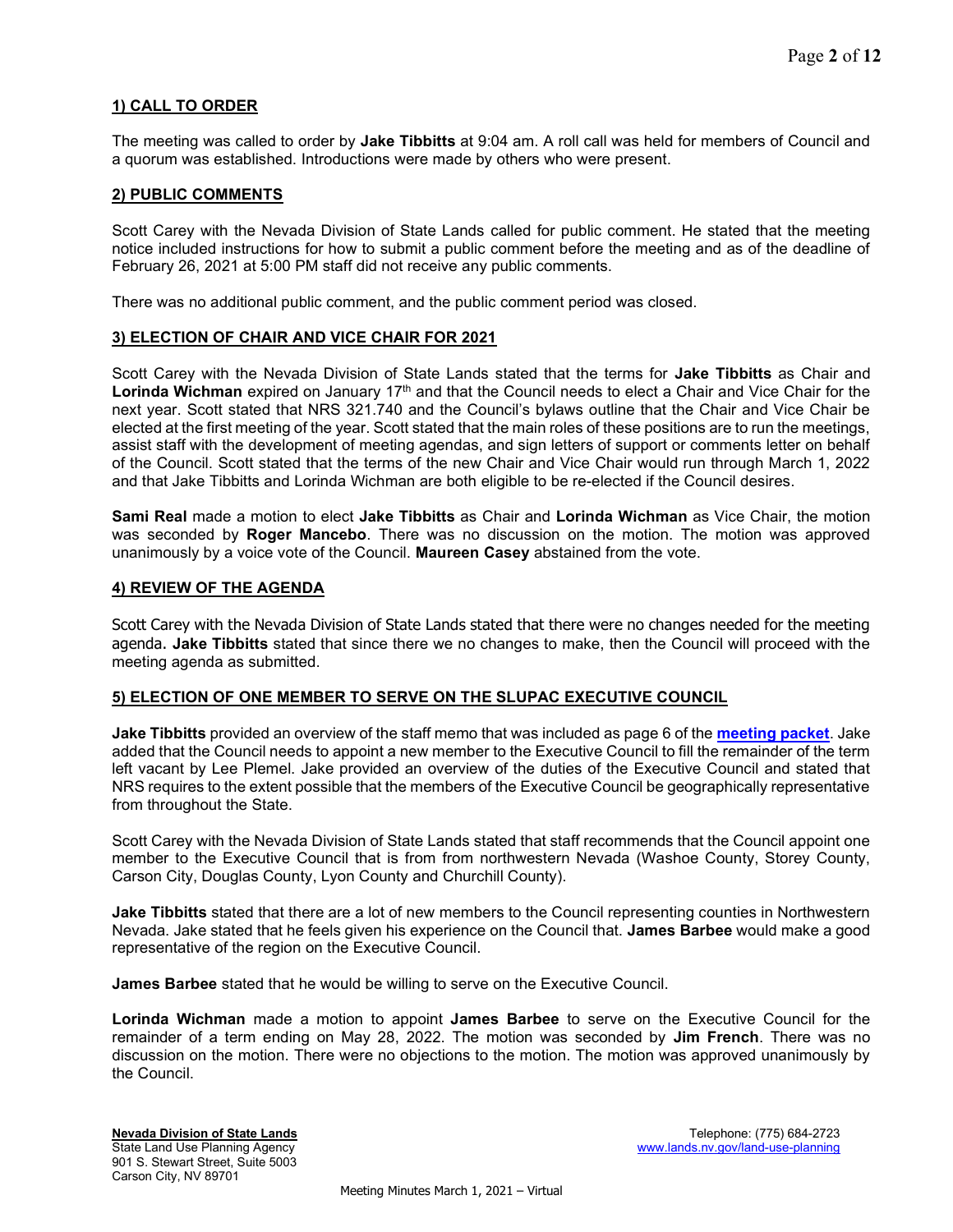## 1) CALL TO ORDER

The meeting was called to order by **Jake Tibbitts** at 9:04 am. A roll call was held for members of Council and a quorum was established. Introductions were made by others who were present.

## 2) PUBLIC COMMENTS

Scott Carey with the Nevada Division of State Lands called for public comment. He stated that the meeting notice included instructions for how to submit a public comment before the meeting and as of the deadline of February 26, 2021 at 5:00 PM staff did not receive any public comments.

There was no additional public comment, and the public comment period was closed.

## 3) ELECTION OF CHAIR AND VICE CHAIR FOR 2021

Scott Carey with the Nevada Division of State Lands stated that the terms for **Jake Tibbitts** as Chair and **Lorinda Wichman** expired on January 17th and that the Council needs to elect a Chair and Vice Chair for the next year. Scott stated that NRS 321.740 and the Council's bylaws outline that the Chair and Vice Chair be elected at the first meeting of the year. Scott stated that the main roles of these positions are to run the meetings, assist staff with the development of meeting agendas, and sign letters of support or comments letter on behalf of the Council. Scott stated that the terms of the new Chair and Vice Chair would run through March 1, 2022 and that Jake Tibbitts and Lorinda Wichman are both eligible to be re-elected if the Council desires.

**Sami Real** made a motion to elect **Jake Tibbitts** as Chair and **Lorinda Wichman** as Vice Chair, the motion was seconded by **Roger Mancebo**. There was no discussion on the motion. The motion was approved unanimously by a voice vote of the Council. **Maureen Casey** abstained from the vote.

## 4) REVIEW OF THE AGENDA

Scott Carey with the Nevada Division of State Lands stated that there were no changes needed for the meeting agenda**. Jake Tibbitts** stated that since there we no changes to make, then the Council will proceed with the meeting agenda as submitted.

## 5) ELECTION OF ONE MEMBER TO SERVE ON THE SLUPAC EXECUTIVE COUNCIL

**Jake Tibbitts** provided an overview of the staff memo that was included as page 6 of the **meeting packet**. Jake added that the Council needs to appoint a new member to the Executive Council to fill the remainder of the term left vacant by Lee Plemel. Jake provided an overview of the duties of the Executive Council and stated that NRS requires to the extent possible that the members of the Executive Council be geographically representative from throughout the State.

Scott Carey with the Nevada Division of State Lands stated that staff recommends that the Council appoint one member to the Executive Council that is from from northwestern Nevada (Washoe County, Storey County, Carson City, Douglas County, Lyon County and Churchill County).

**Jake Tibbitts** stated that there are a lot of new members to the Council representing counties in Northwestern Nevada. Jake stated that he feels given his experience on the Council that. **James Barbee** would make a good representative of the region on the Executive Council.

**James Barbee** stated that he would be willing to serve on the Executive Council.

**Lorinda Wichman** made a motion to appoint **James Barbee** to serve on the Executive Council for the remainder of a term ending on May 28, 2022. The motion was seconded by **Jim French**. There was no discussion on the motion. There were no objections to the motion. The motion was approved unanimously by the Council.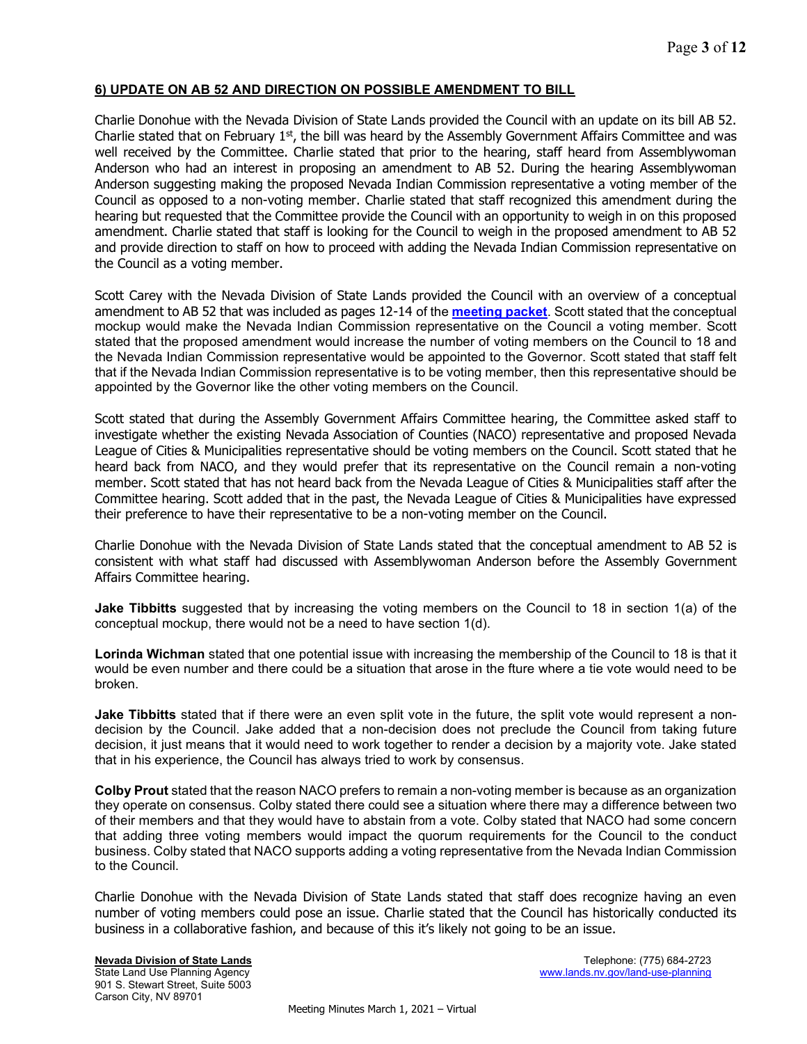**6) UPDATE ON AB 52 AND DIRECTION ON POSSIBLE AMENDMENT TO BILL**

Charlie Donohue with the Nevada Division of State Lands provided the Council with an update on its bill AB 52. Charlie stated that on February 1st, the bill was heard by the Assembly Government Affairs Committee and was well received by the Committee. Charlie stated that prior to the hearing, staff heard from Assemblywoman Anderson who had an interest in proposing an amendment to AB 52. During the hearing Assemblywoman Anderson suggesting making the proposed Nevada Indian Commission representative a voting member of the Council as opposed to a non-voting member. Charlie stated that staff recognized this amendment during the hearing but requested that the Committee provide the Council with an opportunity to weigh in on this proposed amendment. Charlie stated that staff is looking for the Council to weigh in the proposed amendment to AB 52 and provide direction to staff on how to proceed with adding the Nevada Indian Commission representative on the Council as a voting member.

Scott Carey with the Nevada Division of State Lands provided the Council with an overview of a conceptual amendment to AB 52 that was included as pages 12-14 of the **meeting packet**. Scott stated that the conceptual mockup would make the Nevada Indian Commission representative on the Council a voting member. Scott stated that the proposed amendment would increase the number of voting members on the Council to 18 and the Nevada Indian Commission representative would be appointed to the Governor. Scott stated that staff felt that if the Nevada Indian Commission representative is to be voting member, then this representative should be appointed by the Governor like the other voting members on the Council.

Scott stated that during the Assembly Government Affairs Committee hearing, the Committee asked staff to investigate whether the existing Nevada Association of Counties (NACO) representative and proposed Nevada League of Cities & Municipalities representative should be voting members on the Council. Scott stated that he heard back from NACO, and they would prefer that its representative on the Council remain a non-voting member. Scott stated that has not heard back from the Nevada League of Cities & Municipalities staff after the Committee hearing. Scott added that in the past, the Nevada League of Cities & Municipalities have expressed their preference to have their representative to be a non-voting member on the Council.

Charlie Donohue with the Nevada Division of State Lands stated that the conceptual amendment to AB 52 is consistent with what staff had discussed with Assemblywoman Anderson before the Assembly Government Affairs Committee hearing.

**Jake Tibbitts** suggested that by increasing the voting members on the Council to 18 in section 1(a) of the conceptual mockup, there would not be a need to have section 1(d).

**Lorinda Wichman** stated that one potential issue with increasing the membership of the Council to 18 is that it would be even number and there could be a situation that arose in the fture where a tie vote would need to be broken.

**Jake Tibbitts** stated that if there were an even split vote in the future, the split vote would represent a non-decision by the Council. Jake added that a non-decision does not preclude the Council from taking future decision, it just means that it would need to work together to render a decision by a majority vote. Jake stated that in his experience, the Council has always tried to work by consensus.

**Colby Prout** stated that the reason NACO prefers to remain a non-voting member is because as an organization they operate on consensus. Colby stated there could see a situation where there may a difference between two of their members and that they would have to abstain from a vote. Colby stated that NACO had some concern that adding three voting members would impact the quorum requirements for the Council to the conduct business. Colby stated that NACO supports adding a voting representative from the Nevada Indian Commission to the Council.

Charlie Donohue with the Nevada Division of State Lands stated that staff does recognize having an even number of voting members could pose an issue. Charlie stated that the Council has historically conducted its business in a collaborative fashion, and because of this it's likely not going to be an issue.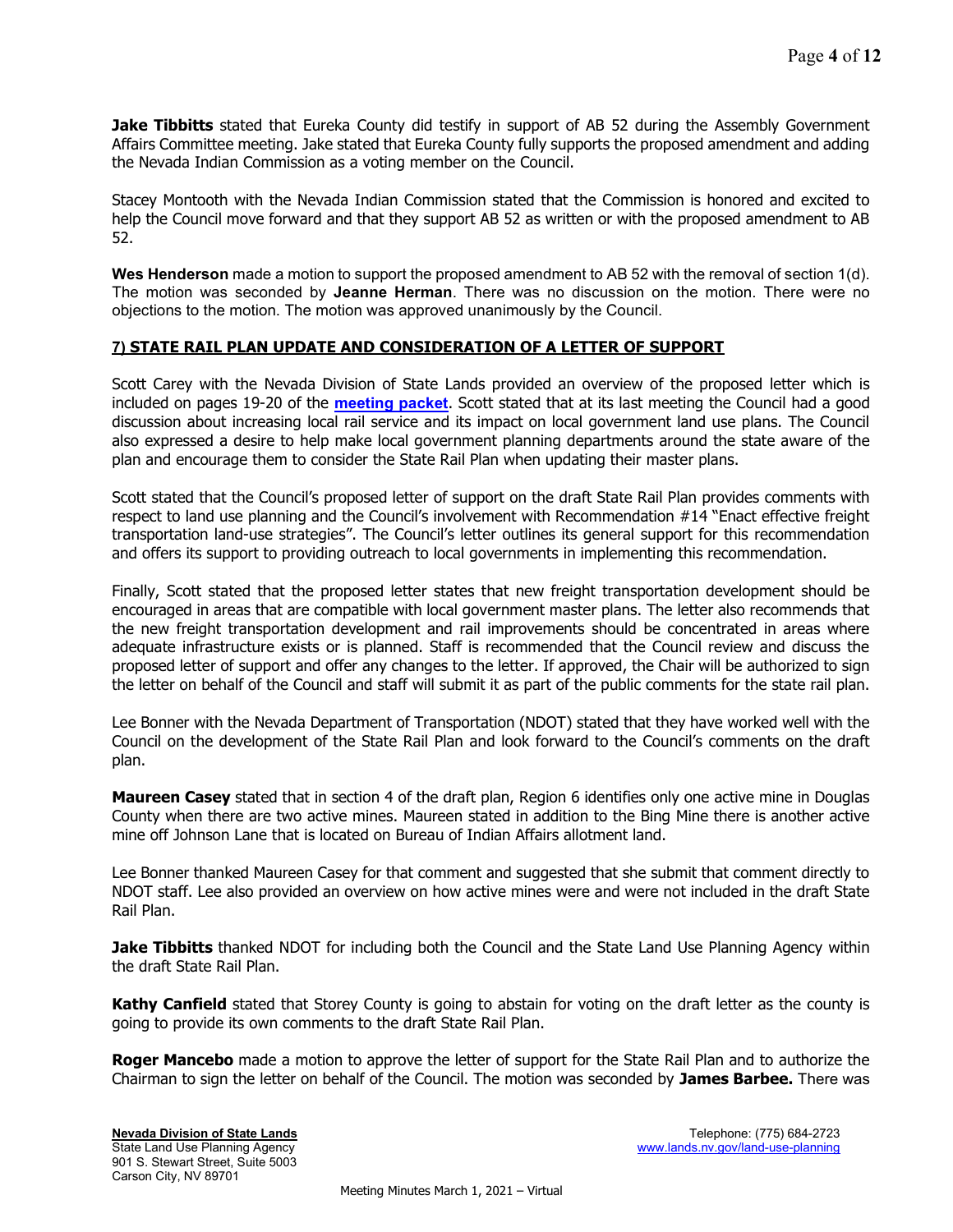**Jake Tibbitts** stated that Eureka County did testify in support of AB 52 during the Assembly Government Affairs Committee meeting. Jake stated that Eureka County fully supports the proposed amendment and adding the Nevada Indian Commission as a voting member on the Council.

Stacey Montooth with the Nevada Indian Commission stated that the Commission is honored and excited to help the Council move forward and that they support AB 52 as written or with the proposed amendment to AB 52.

**Wes Henderson** made a motion to support the proposed amendment to AB 52 with the removal of section 1(d). The motion was seconded by **Jeanne Herman**. There was no discussion on the motion. There were no objections to the motion. The motion was approved unanimously by the Council.

**7) STATE RAIL PLAN UPDATE AND CONSIDERATION OF A LETTER OF SUPPORT**

Scott Carey with the Nevada Division of State Lands provided an overview of the proposed letter which is included on pages 19-20 of the **meeting packet**. Scott stated that at its last meeting the Council had a good discussion about increasing local rail service and its impact on local government land use plans. The Council also expressed a desire to help make local government planning departments around the state aware of the plan and encourage them to consider the State Rail Plan when updating their master plans.

Scott stated that the Council's proposed letter of support on the draft State Rail Plan provides comments with respect to land use planning and the Council's involvement with Recommendation #14 "Enact effective freight transportation land-use strategies". The Council's letter outlines its general support for this recommendation and offers its support to providing outreach to local governments in implementing this recommendation.

Finally, Scott stated that the proposed letter states that new freight transportation development should be encouraged in areas that are compatible with local government master plans. The letter also recommends that the new freight transportation development and rail improvements should be concentrated in areas where adequate infrastructure exists or is planned. Staff is recommended that the Council review and discuss the proposed letter of support and offer any changes to the letter. If approved, the Chair will be authorized to sign the letter on behalf of the Council and staff will submit it as part of the public comments for the state rail plan.

Lee Bonner with the Nevada Department of Transportation (NDOT) stated that they have worked well with the Council on the development of the State Rail Plan and look forward to the Council's comments on the draft plan.

**Maureen Casey** stated that in section 4 of the draft plan, Region 6 identifies only one active mine in Douglas County when there are two active mines. Maureen stated in addition to the Bing Mine there is another active mine off Johnson Lane that is located on Bureau of Indian Affairs allotment land.

Lee Bonner thanked Maureen Casey for that comment and suggested that she submit that comment directly to NDOT staff. Lee also provided an overview on how active mines were and were not included in the draft State Rail Plan.

**Jake Tibbitts** thanked NDOT for including both the Council and the State Land Use Planning Agency within the draft State Rail Plan.

**Kathy Canfield** stated that Storey County is going to abstain for voting on the draft letter as the county is going to provide its own comments to the draft State Rail Plan.

**Roger Mancebo** made a motion to approve the letter of support for the State Rail Plan and to authorize the Chairman to sign the letter on behalf of the Council. The motion was seconded by **James Barbee.** There was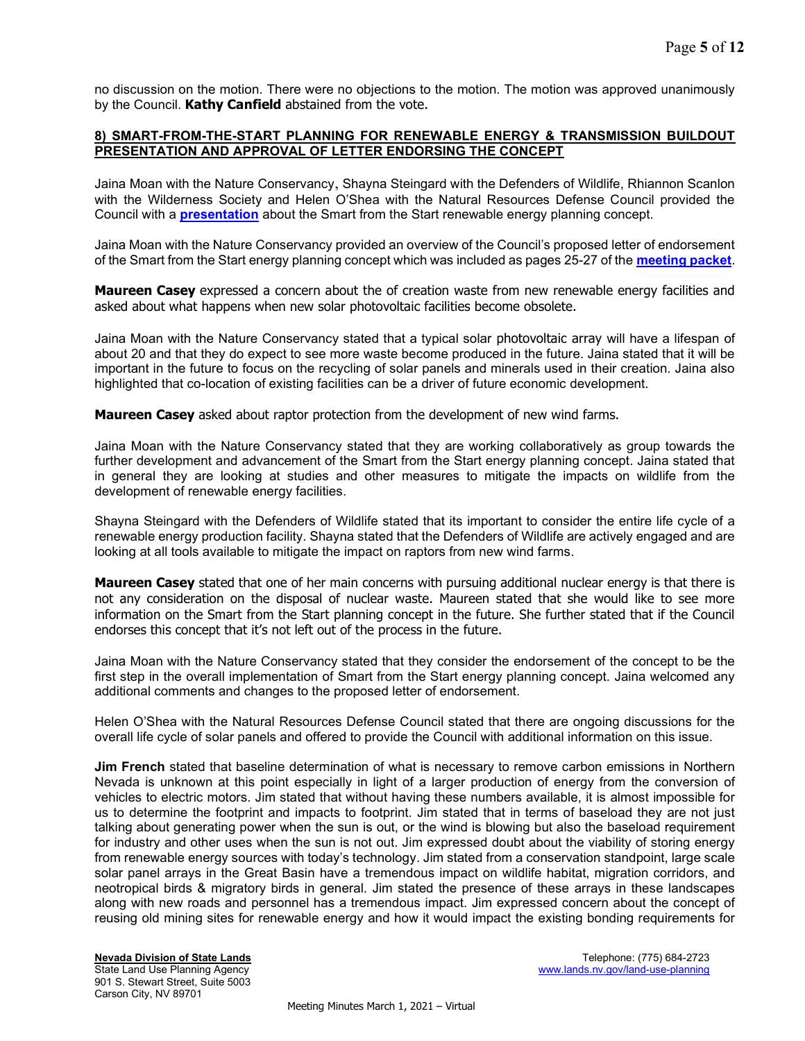no discussion on the motion. There were no objections to the motion. The motion was approved unanimously by the Council. **Kathy Canfield** abstained from the vote.

**8) SMART-FROM-THE-START PLANNING FOR RENEWABLE ENERGY & TRANSMISSION BUILDOUT PRESENTATION AND APPROVAL OF LETTER ENDORSING THE CONCEPT**

Jaina Moan with the Nature Conservancy, Shayna Steingard with the Defenders of Wildlife, Rhiannon Scanlon with the Wilderness Society and Helen O'Shea with the Natural Resources Defense Council provided the Council with a **presentation** about the Smart from the Start renewable energy planning concept.

Jaina Moan with the Nature Conservancy provided an overview of the Council's proposed letter of endorsement of the Smart from the Start energy planning concept which was included as pages 25-27 of the **meeting packet**.

**Maureen Casey** expressed a concern about the of creation waste from new renewable energy facilities and asked about what happens when new solar photovoltaic facilities become obsolete.

Jaina Moan with the Nature Conservancy stated that a typical solar photovoltaic array will have a lifespan of about 20 and that they do expect to see more waste become produced in the future. Jaina stated that it will be important in the future to focus on the recycling of solar panels and minerals used in their creation. Jaina also highlighted that co-location of existing facilities can be a driver of future economic development.

**Maureen Casey** asked about raptor protection from the development of new wind farms.

Jaina Moan with the Nature Conservancy stated that they are working collaboratively as group towards the further development and advancement of the Smart from the Start energy planning concept. Jaina stated that in general they are looking at studies and other measures to mitigate the impacts on wildlife from the development of renewable energy facilities.

Shayna Steingard with the Defenders of Wildlife stated that its important to consider the entire life cycle of a renewable energy production facility. Shayna stated that the Defenders of Wildlife are actively engaged and are looking at all tools available to mitigate the impact on raptors from new wind farms.

**Maureen Casey** stated that one of her main concerns with pursuing additional nuclear energy is that there is not any consideration on the disposal of nuclear waste. Maureen stated that she would like to see more information on the Smart from the Start planning concept in the future. She further stated that if the Council endorses this concept that it's not left out of the process in the future.

Jaina Moan with the Nature Conservancy stated that they consider the endorsement of the concept to be the first step in the overall implementation of Smart from the Start energy planning concept. Jaina welcomed any additional comments and changes to the proposed letter of endorsement.

Helen O'Shea with the Natural Resources Defense Council stated that there are ongoing discussions for the overall life cycle of solar panels and offered to provide the Council with additional information on this issue.

**Jim French** stated that baseline determination of what is necessary to remove carbon emissions in Northern Nevada is unknown at this point especially in light of a larger production of energy from the conversion of vehicles to electric motors. Jim stated that without having these numbers available, it is almost impossible for us to determine the footprint and impacts to footprint. Jim stated that in terms of baseload they are not just talking about generating power when the sun is out, or the wind is blowing but also the baseload requirement for industry and other uses when the sun is not out. Jim expressed doubt about the viability of storing energy from renewable energy sources with today's technology. Jim stated from a conservation standpoint, large scale solar panel arrays in the Great Basin have a tremendous impact on wildlife habitat, migration corridors, and neotropical birds & migratory birds in general. Jim stated the presence of these arrays in these landscapes along with new roads and personnel has a tremendous impact. Jim expressed concern about the concept of reusing old mining sites for renewable energy and how it would impact the existing bonding requirements for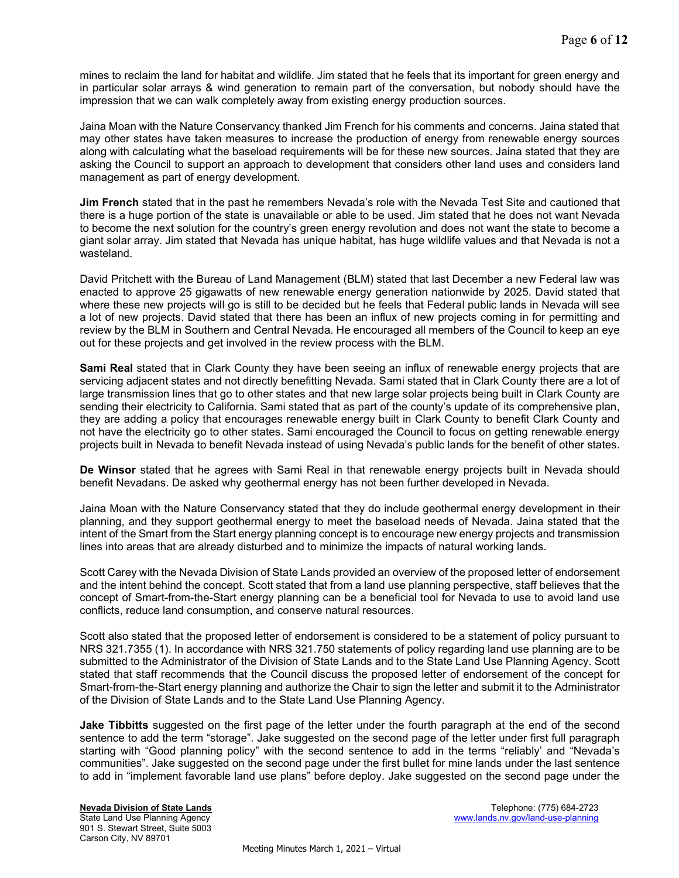mines to reclaim the land for habitat and wildlife. Jim stated that he feels that its important for green energy and in particular solar arrays & wind generation to remain part of the conversation, but nobody should have the impression that we can walk completely away from existing energy production sources.

Jaina Moan with the Nature Conservancy thanked Jim French for his comments and concerns. Jaina stated that may other states have taken measures to increase the production of energy from renewable energy sources along with calculating what the baseload requirements will be for these new sources. Jaina stated that they are asking the Council to support an approach to development that considers other land uses and considers land management as part of energy development.

**Jim French** stated that in the past he remembers Nevada's role with the Nevada Test Site and cautioned that there is a huge portion of the state is unavailable or able to be used. Jim stated that he does not want Nevada to become the next solution for the country's green energy revolution and does not want the state to become a giant solar array. Jim stated that Nevada has unique habitat, has huge wildlife values and that Nevada is not a wasteland.

David Pritchett with the Bureau of Land Management (BLM) stated that last December a new Federal law was enacted to approve 25 gigawatts of new renewable energy generation nationwide by 2025. David stated that where these new projects will go is still to be decided but he feels that Federal public lands in Nevada will see a lot of new projects. David stated that there has been an influx of new projects coming in for permitting and review by the BLM in Southern and Central Nevada. He encouraged all members of the Council to keep an eye out for these projects and get involved in the review process with the BLM.

**Sami Real** stated that in Clark County they have been seeing an influx of renewable energy projects that are servicing adjacent states and not directly benefitting Nevada. Sami stated that in Clark County there are a lot of large transmission lines that go to other states and that new large solar projects being built in Clark County are sending their electricity to California. Sami stated that as part of the county's update of its comprehensive plan, they are adding a policy that encourages renewable energy built in Clark County to benefit Clark County and not have the electricity go to other states. Sami encouraged the Council to focus on getting renewable energy projects built in Nevada to benefit Nevada instead of using Nevada's public lands for the benefit of other states.

**De Winsor** stated that he agrees with Sami Real in that renewable energy projects built in Nevada should benefit Nevadans. De asked why geothermal energy has not been further developed in Nevada.

Jaina Moan with the Nature Conservancy stated that they do include geothermal energy development in their planning, and they support geothermal energy to meet the baseload needs of Nevada. Jaina stated that the intent of the Smart from the Start energy planning concept is to encourage new energy projects and transmission lines into areas that are already disturbed and to minimize the impacts of natural working lands.

Scott Carey with the Nevada Division of State Lands provided an overview of the proposed letter of endorsement and the intent behind the concept. Scott stated that from a land use planning perspective, staff believes that the concept of Smart-from-the-Start energy planning can be a beneficial tool for Nevada to use to avoid land use conflicts, reduce land consumption, and conserve natural resources.

Scott also stated that the proposed letter of endorsement is considered to be a statement of policy pursuant to NRS 321.7355 (1). In accordance with NRS 321.750 statements of policy regarding land use planning are to be submitted to the Administrator of the Division of State Lands and to the State Land Use Planning Agency. Scott stated that staff recommends that the Council discuss the proposed letter of endorsement of the concept for Smart-from-the-Start energy planning and authorize the Chair to sign the letter and submit it to the Administrator of the Division of State Lands and to the State Land Use Planning Agency.

**Jake Tibbitts** suggested on the first page of the letter under the fourth paragraph at the end of the second sentence to add the term "storage". Jake suggested on the second page of the letter under first full paragraph starting with "Good planning policy" with the second sentence to add in the terms "reliably' and "Nevada's communities". Jake suggested on the second page under the first bullet for mine lands under the last sentence to add in "implement favorable land use plans" before deploy. Jake suggested on the second page under the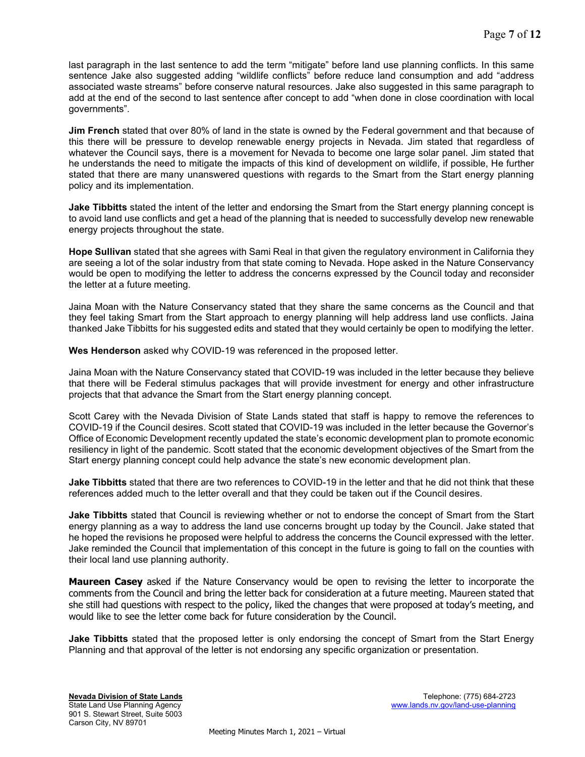last paragraph in the last sentence to add the term "mitigate" before land use planning conflicts. In this same sentence Jake also suggested adding "wildlife conflicts" before reduce land consumption and add "address associated waste streams" before conserve natural resources. Jake also suggested in this same paragraph to add at the end of the second to last sentence after concept to add "when done in close coordination with local governments".

**Jim French** stated that over 80% of land in the state is owned by the Federal government and that because of this there will be pressure to develop renewable energy projects in Nevada. Jim stated that regardless of whatever the Council says, there is a movement for Nevada to become one large solar panel. Jim stated that he understands the need to mitigate the impacts of this kind of development on wildlife, if possible, He further stated that there are many unanswered questions with regards to the Smart from the Start energy planning policy and its implementation.

**Jake Tibbitts** stated the intent of the letter and endorsing the Smart from the Start energy planning concept is to avoid land use conflicts and get a head of the planning that is needed to successfully develop new renewable energy projects throughout the state.

**Hope Sullivan** stated that she agrees with Sami Real in that given the regulatory environment in California they are seeing a lot of the solar industry from that state coming to Nevada. Hope asked in the Nature Conservancy would be open to modifying the letter to address the concerns expressed by the Council today and reconsider the letter at a future meeting.

Jaina Moan with the Nature Conservancy stated that they share the same concerns as the Council and that they feel taking Smart from the Start approach to energy planning will help address land use conflicts. Jaina thanked Jake Tibbitts for his suggested edits and stated that they would certainly be open to modifying the letter.

**Wes Henderson** asked why COVID-19 was referenced in the proposed letter.

Jaina Moan with the Nature Conservancy stated that COVID-19 was included in the letter because they believe that there will be Federal stimulus packages that will provide investment for energy and other infrastructure projects that that advance the Smart from the Start energy planning concept.

Scott Carey with the Nevada Division of State Lands stated that staff is happy to remove the references to COVID-19 if the Council desires. Scott stated that COVID-19 was included in the letter because the Governor's Office of Economic Development recently updated the state's economic development plan to promote economic resiliency in light of the pandemic. Scott stated that the economic development objectives of the Smart from the Start energy planning concept could help advance the state's new economic development plan.

**Jake Tibbitts** stated that there are two references to COVID-19 in the letter and that he did not think that these references added much to the letter overall and that they could be taken out if the Council desires.

**Jake Tibbitts** stated that Council is reviewing whether or not to endorse the concept of Smart from the Start energy planning as a way to address the land use concerns brought up today by the Council. Jake stated that he hoped the revisions he proposed were helpful to address the concerns the Council expressed with the letter. Jake reminded the Council that implementation of this concept in the future is going to fall on the counties with their local land use planning authority.

**Maureen Casey** asked if the Nature Conservancy would be open to revising the letter to incorporate the comments from the Council and bring the letter back for consideration at a future meeting. Maureen stated that she still had questions with respect to the policy, liked the changes that were proposed at today's meeting, and would like to see the letter come back for future consideration by the Council.

**Jake Tibbitts** stated that the proposed letter is only endorsing the concept of Smart from the Start Energy Planning and that approval of the letter is not endorsing any specific organization or presentation.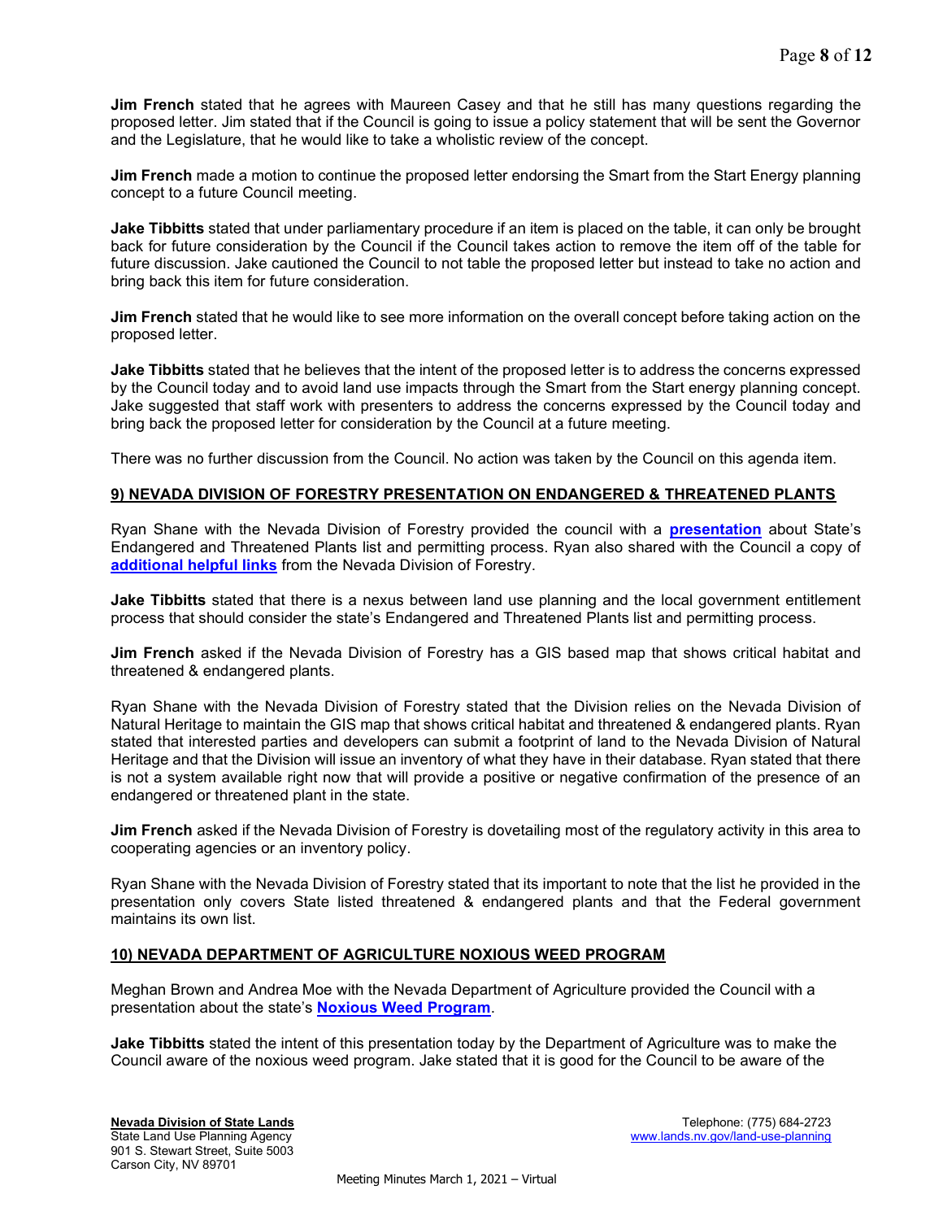**Jim French** stated that he agrees with Maureen Casey and that he still has many questions regarding the proposed letter. Jim stated that if the Council is going to issue a policy statement that will be sent the Governor and the Legislature, that he would like to take a wholistic review of the concept.

**Jim French** made a motion to continue the proposed letter endorsing the Smart from the Start Energy planning concept to a future Council meeting.

**Jake Tibbitts** stated that under parliamentary procedure if an item is placed on the table, it can only be brought back for future consideration by the Council if the Council takes action to remove the item off of the table for future discussion. Jake cautioned the Council to not table the proposed letter but instead to take no action and bring back this item for future consideration.

**Jim French** stated that he would like to see more information on the overall concept before taking action on the proposed letter.

**Jake Tibbitts** stated that he believes that the intent of the proposed letter is to address the concerns expressed by the Council today and to avoid land use impacts through the Smart from the Start energy planning concept. Jake suggested that staff work with presenters to address the concerns expressed by the Council today and bring back the proposed letter for consideration by the Council at a future meeting.

There was no further discussion from the Council. No action was taken by the Council on this agenda item.

## 9) NEVADA DIVISION OF FORESTRY PRESENTATION ON ENDANGERED & THREATENED PLANTS

Ryan Shane with the Nevada Division of Forestry provided the council with a **presentation** about State's Endangered and Threatened Plants list and permitting process. Ryan also shared with the Council a copy of **additional helpful links** from the Nevada Division of Forestry.

**Jake Tibbitts** stated that there is a nexus between land use planning and the local government entitlement process that should consider the state's Endangered and Threatened Plants list and permitting process.

**Jim French** asked if the Nevada Division of Forestry has a GIS based map that shows critical habitat and threatened & endangered plants.

Ryan Shane with the Nevada Division of Forestry stated that the Division relies on the Nevada Division of Natural Heritage to maintain the GIS map that shows critical habitat and threatened & endangered plants. Ryan stated that interested parties and developers can submit a footprint of land to the Nevada Division of Natural Heritage and that the Division will issue an inventory of what they have in their database. Ryan stated that there is not a system available right now that will provide a positive or negative confirmation of the presence of an endangered or threatened plant in the state.

**Jim French** asked if the Nevada Division of Forestry is dovetailing most of the regulatory activity in this area to cooperating agencies or an inventory policy.

Ryan Shane with the Nevada Division of Forestry stated that its important to note that the list he provided in the presentation only covers State listed threatened & endangered plants and that the Federal government maintains its own list.

## 10) NEVADA DEPARTMENT OF AGRICULTURE NOXIOUS WEED PROGRAM

Meghan Brown and Andrea Moe with the Nevada Department of Agriculture provided the Council with a presentation about the state's **Noxious Weed Program**.

**Jake Tibbitts** stated the intent of this presentation today by the Department of Agriculture was to make the Council aware of the noxious weed program. Jake stated that it is good for the Council to be aware of the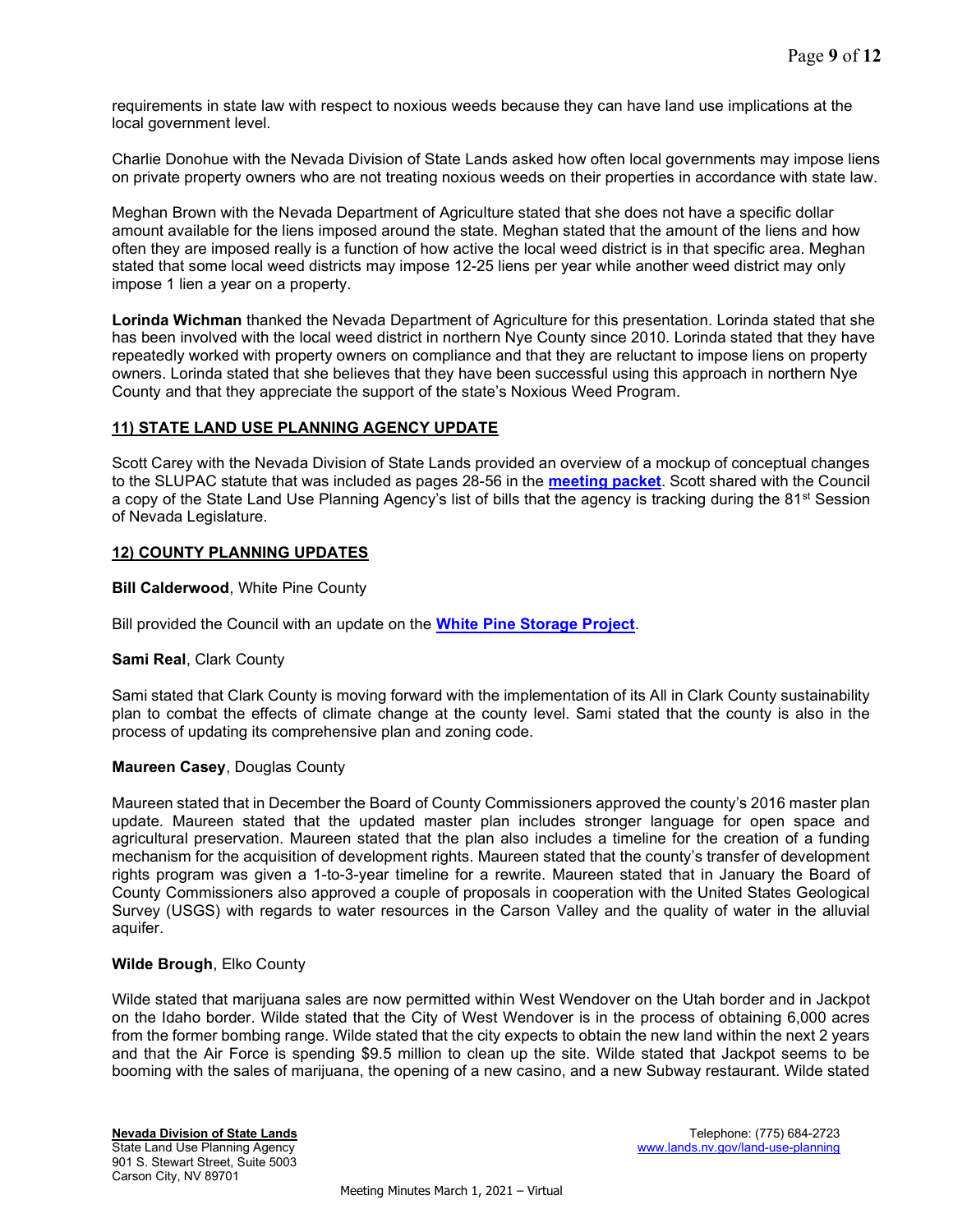requirements in state law with respect to noxious weeds because they can have land use implications at the local government level.

Charlie Donohue with the Nevada Division of State Lands asked how often local governments may impose liens on private property owners who are not treating noxious weeds on their properties in accordance with state law.

Meghan Brown with the Nevada Department of Agriculture stated that she does not have a specific dollar amount available for the liens imposed around the state. Meghan stated that the amount of the liens and how often they are imposed really is a function of how active the local weed district is in that specific area. Meghan stated that some local weed districts may impose 12-25 liens per year while another weed district may only impose 1 lien a year on a property.

**Lorinda Wichman** thanked the Nevada Department of Agriculture for this presentation. Lorinda stated that she has been involved with the local weed district in northern Nye County since 2010. Lorinda stated that they have repeatedly worked with property owners on compliance and that they are reluctant to impose liens on property owners. Lorinda stated that she believes that they have been successful using this approach in northern Nye County and that they appreciate the support of the state's Noxious Weed Program.

## 11) STATE LAND USE PLANNING AGENCY UPDATE

Scott Carey with the Nevada Division of State Lands provided an overview of a mockup of conceptual changes to the SLUPAC statute that was included as pages 28-56 in the **meeting packet**. Scott shared with the Council a copy of the State Land Use Planning Agency's list of bills that the agency is tracking during the 81st Session of Nevada Legislature.

## 12) COUNTY PLANNING UPDATES

**Bill Calderwood**, White Pine County

Bill provided the Council with an update on the **White Pine Storage Project**.

**Sami Real**, Clark County

Sami stated that Clark County is moving forward with the implementation of its All in Clark County sustainability plan to combat the effects of climate change at the county level. Sami stated that the county is also in the process of updating its comprehensive plan and zoning code.

**Maureen Casey**, Douglas County

Maureen stated that in December the Board of County Commissioners approved the county's 2016 master plan update. Maureen stated that the updated master plan includes stronger language for open space and agricultural preservation. Maureen stated that the plan also includes a timeline for the creation of a funding mechanism for the acquisition of development rights. Maureen stated that the county's transfer of development rights program was given a 1-to-3-year timeline for a rewrite. Maureen stated that in January the Board of County Commissioners also approved a couple of proposals in cooperation with the United States Geological Survey (USGS) with regards to water resources in the Carson Valley and the quality of water in the alluvial aquifer.

**Wilde Brough**, Elko County

Wilde stated that marijuana sales are now permitted within West Wendover on the Utah border and in Jackpot on the Idaho border. Wilde stated that the City of West Wendover is in the process of obtaining 6,000 acres from the former bombing range. Wilde stated that the city expects to obtain the new land within the next 2 years and that the Air Force is spending $9.5 million to clean up the site. Wilde stated that Jackpot seems to be booming with the sales of marijuana, the opening of a new casino, and a new Subway restaurant. Wilde stated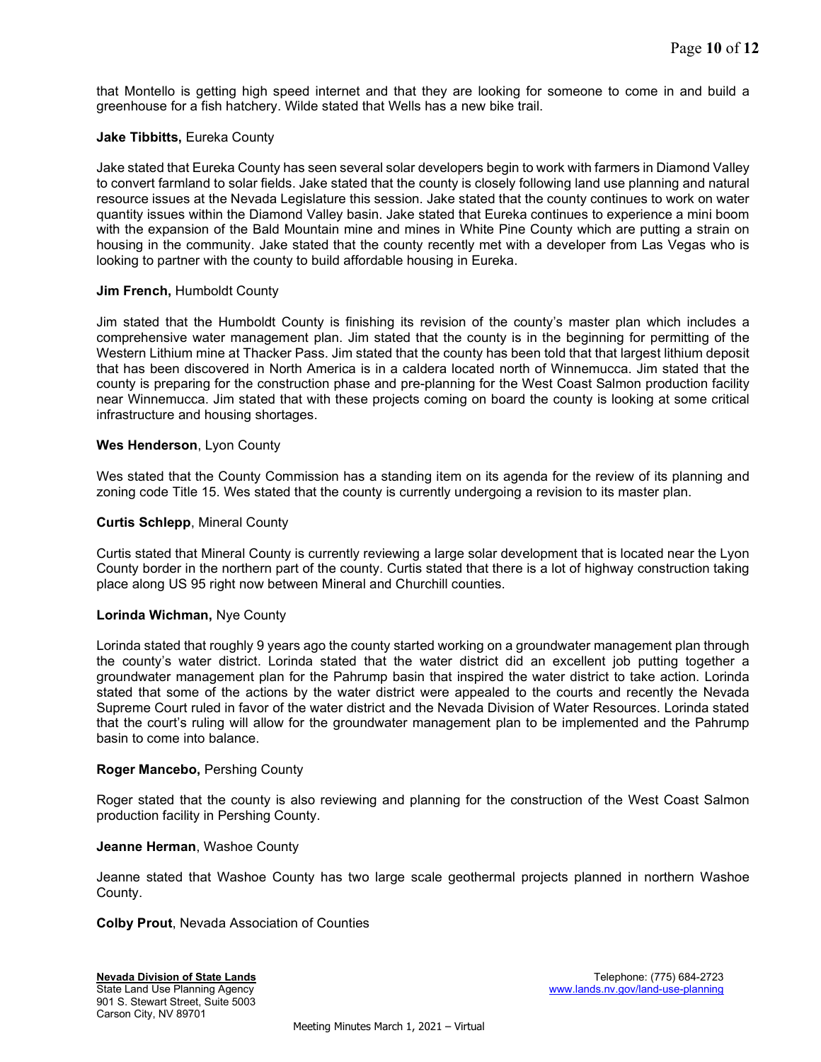that Montello is getting high speed internet and that they are looking for someone to come in and build a greenhouse for a fish hatchery. Wilde stated that Wells has a new bike trail.

**Jake Tibbitts,** Eureka County

Jake stated that Eureka County has seen several solar developers begin to work with farmers in Diamond Valley to convert farmland to solar fields. Jake stated that the county is closely following land use planning and natural resource issues at the Nevada Legislature this session. Jake stated that the county continues to work on water quantity issues within the Diamond Valley basin. Jake stated that Eureka continues to experience a mini boom with the expansion of the Bald Mountain mine and mines in White Pine County which are putting a strain on housing in the community. Jake stated that the county recently met with a developer from Las Vegas who is looking to partner with the county to build affordable housing in Eureka.

**Jim French,** Humboldt County

Jim stated that the Humboldt County is finishing its revision of the county's master plan which includes a comprehensive water management plan. Jim stated that the county is in the beginning for permitting of the Western Lithium mine at Thacker Pass. Jim stated that the county has been told that that largest lithium deposit that has been discovered in North America is in a caldera located north of Winnemucca. Jim stated that the county is preparing for the construction phase and pre-planning for the West Coast Salmon production facility near Winnemucca. Jim stated that with these projects coming on board the county is looking at some critical infrastructure and housing shortages.

**Wes Henderson**, Lyon County

Wes stated that the County Commission has a standing item on its agenda for the review of its planning and zoning code Title 15. Wes stated that the county is currently undergoing a revision to its master plan.

**Curtis Schlepp**, Mineral County

Curtis stated that Mineral County is currently reviewing a large solar development that is located near the Lyon County border in the northern part of the county. Curtis stated that there is a lot of highway construction taking place along US 95 right now between Mineral and Churchill counties.

**Lorinda Wichman,** Nye County

Lorinda stated that roughly 9 years ago the county started working on a groundwater management plan through the county's water district. Lorinda stated that the water district did an excellent job putting together a groundwater management plan for the Pahrump basin that inspired the water district to take action. Lorinda stated that some of the actions by the water district were appealed to the courts and recently the Nevada Supreme Court ruled in favor of the water district and the Nevada Division of Water Resources. Lorinda stated that the court's ruling will allow for the groundwater management plan to be implemented and the Pahrump basin to come into balance.

**Roger Mancebo,** Pershing County

Roger stated that the county is also reviewing and planning for the construction of the West Coast Salmon production facility in Pershing County.

**Jeanne Herman**, Washoe County

Jeanne stated that Washoe County has two large scale geothermal projects planned in northern Washoe County.

**Colby Prout**, Nevada Association of Counties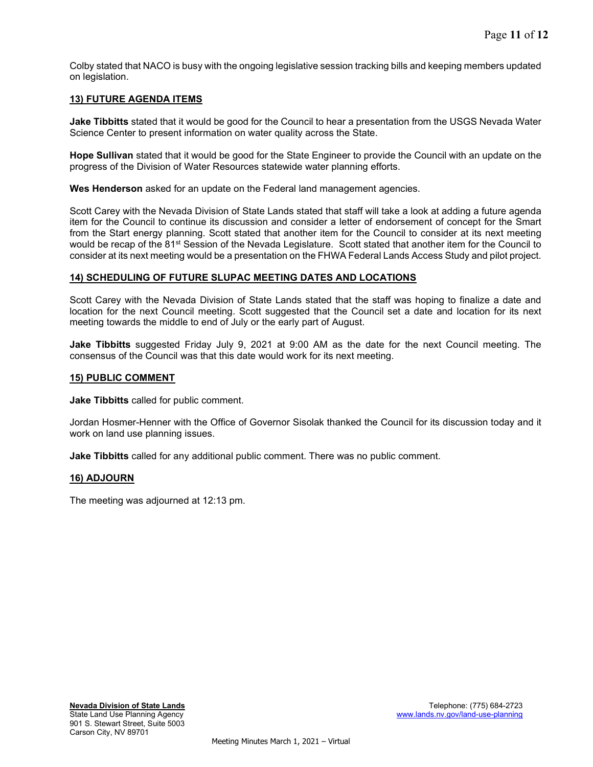Colby stated that NACO is busy with the ongoing legislative session tracking bills and keeping members updated on legislation.

## 13) FUTURE AGENDA ITEMS

**Jake Tibbitts** stated that it would be good for the Council to hear a presentation from the USGS Nevada Water Science Center to present information on water quality across the State.

**Hope Sullivan** stated that it would be good for the State Engineer to provide the Council with an update on the progress of the Division of Water Resources statewide water planning efforts.

**Wes Henderson** asked for an update on the Federal land management agencies.

Scott Carey with the Nevada Division of State Lands stated that staff will take a look at adding a future agenda item for the Council to continue its discussion and consider a letter of endorsement of concept for the Smart from the Start energy planning. Scott stated that another item for the Council to consider at its next meeting would be recap of the 81st Session of the Nevada Legislature. Scott stated that another item for the Council to consider at its next meeting would be a presentation on the FHWA Federal Lands Access Study and pilot project.

## 14) SCHEDULING OF FUTURE SLUPAC MEETING DATES AND LOCATIONS

Scott Carey with the Nevada Division of State Lands stated that the staff was hoping to finalize a date and location for the next Council meeting. Scott suggested that the Council set a date and location for its next meeting towards the middle to end of July or the early part of August.

**Jake Tibbitts** suggested Friday July 9, 2021 at 9:00 AM as the date for the next Council meeting. The consensus of the Council was that this date would work for its next meeting.

## 15) PUBLIC COMMENT

**Jake Tibbitts** called for public comment.

Jordan Hosmer-Henner with the Office of Governor Sisolak thanked the Council for its discussion today and it work on land use planning issues.

**Jake Tibbitts** called for any additional public comment. There was no public comment.

## 16) ADJOURN

The meeting was adjourned at 12:13 pm.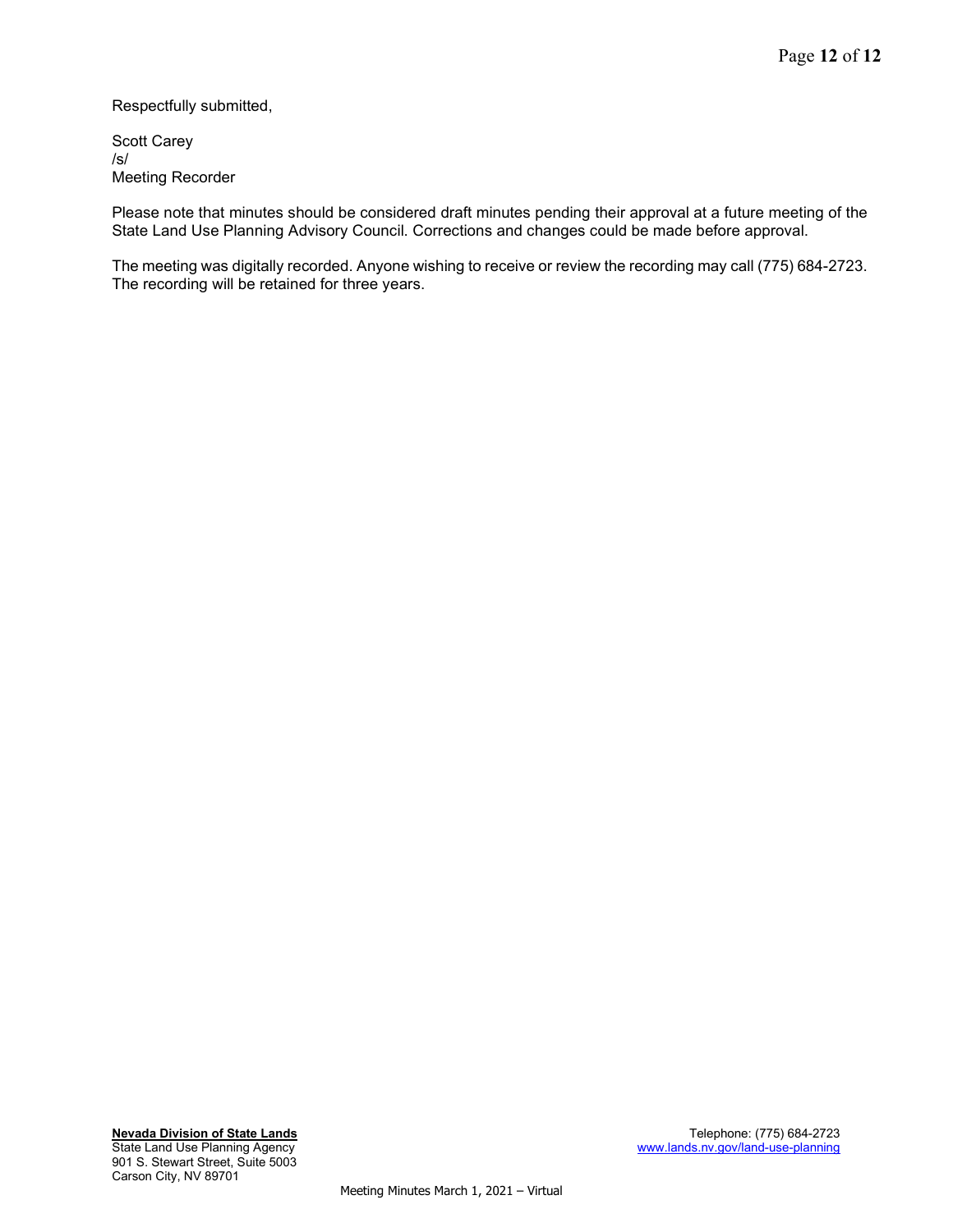Respectfully submitted,

Scott Carey
/s/
Meeting Recorder

Please note that minutes should be considered draft minutes pending their approval at a future meeting of the State Land Use Planning Advisory Council. Corrections and changes could be made before approval.

The meeting was digitally recorded. Anyone wishing to receive or review the recording may call (775) 684-2723. The recording will be retained for three years.